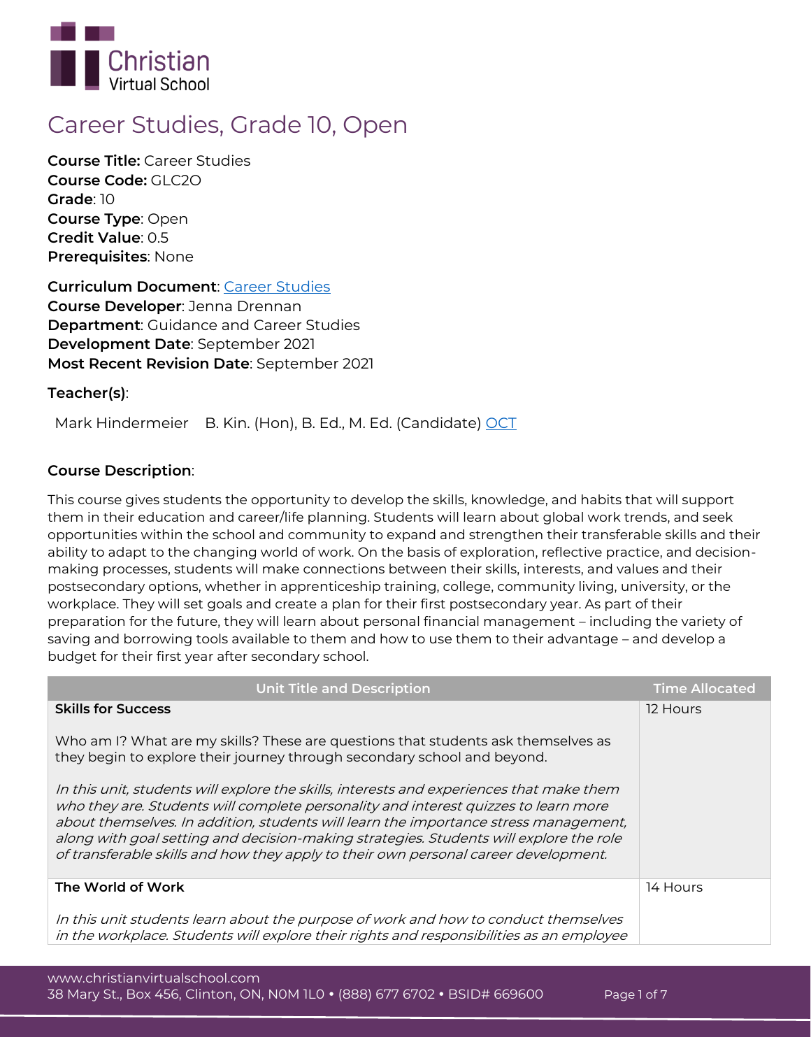# Career Studies, Grade 10, Open

**Course Title:** Career Studies
**Course Code:** GLC2O
**Grade**: 10
**Course Type**: Open
**Credit Value**: 0.5
**Prerequisites**: None

**Curriculum Document**: Career Studies
**Course Developer**: Jenna Drennan
**Department**: Guidance and Career Studies
**Development Date**: September 2021
**Most Recent Revision Date**: September 2021

**Teacher(s)**:

Mark Hindermeier B. Kin. (Hon), B. Ed., M. Ed. (Candidate) OCT

**Course Description**:

This course gives students the opportunity to develop the skills, knowledge, and habits that will support them in their education and career/life planning. Students will learn about global work trends, and seek opportunities within the school and community to expand and strengthen their transferable skills and their ability to adapt to the changing world of work. On the basis of exploration, reflective practice, and decision-making processes, students will make connections between their skills, interests, and values and their postsecondary options, whether in apprenticeship training, college, community living, university, or the workplace. They will set goals and create a plan for their first postsecondary year. As part of their preparation for the future, they will learn about personal financial management – including the variety of saving and borrowing tools available to them and how to use them to their advantage – and develop a budget for their first year after secondary school.

| Unit Title and Description | Time Allocated |
|---|---|
| **Skills for Success**<br><br>Who am I? What are my skills? These are questions that students ask themselves as they begin to explore their journey through secondary school and beyond.<br><br>*In this unit, students will explore the skills, interests and experiences that make them who they are. Students will complete personality and interest quizzes to learn more about themselves. In addition, students will learn the importance stress management, along with goal setting and decision-making strategies. Students will explore the role of transferable skills and how they apply to their own personal career development.* | 12 Hours |
| **The World of Work**<br><br>*In this unit students learn about the purpose of work and how to conduct themselves in the workplace. Students will explore their rights and responsibilities as an employee* | 14 Hours |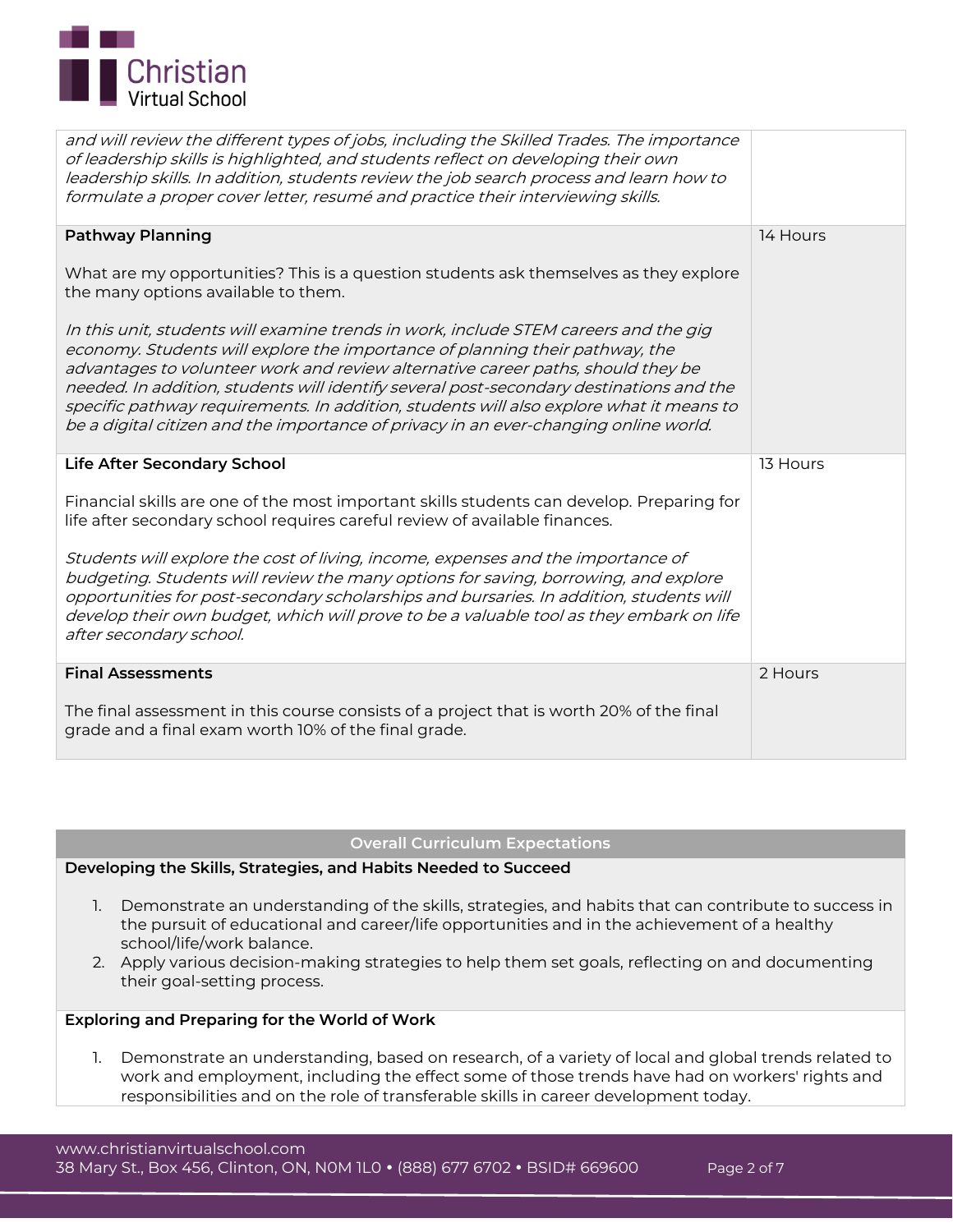| | |
|---|---|
| *and will review the different types of jobs, including the Skilled Trades. The importance of leadership skills is highlighted, and students reflect on developing their own leadership skills. In addition, students review the job search process and learn how to formulate a proper cover letter, resumé and practice their interviewing skills.* | |
| **Pathway Planning**<br><br>What are my opportunities? This is a question students ask themselves as they explore the many options available to them.<br><br>*In this unit, students will examine trends in work, include STEM careers and the gig economy. Students will explore the importance of planning their pathway, the advantages to volunteer work and review alternative career paths, should they be needed. In addition, students will identify several post-secondary destinations and the specific pathway requirements. In addition, students will also explore what it means to be a digital citizen and the importance of privacy in an ever-changing online world.* | 14 Hours |
| **Life After Secondary School**<br><br>Financial skills are one of the most important skills students can develop. Preparing for life after secondary school requires careful review of available finances.<br><br>*Students will explore the cost of living, income, expenses and the importance of budgeting. Students will review the many options for saving, borrowing, and explore opportunities for post-secondary scholarships and bursaries. In addition, students will develop their own budget, which will prove to be a valuable tool as they embark on life after secondary school.* | 13 Hours |
| **Final Assessments**<br><br>The final assessment in this course consists of a project that is worth 20% of the final grade and a final exam worth 10% of the final grade. | 2 Hours |

## Overall Curriculum Expectations

### Developing the Skills, Strategies, and Habits Needed to Succeed

1. Demonstrate an understanding of the skills, strategies, and habits that can contribute to success in the pursuit of educational and career/life opportunities and in the achievement of a healthy school/life/work balance.
2. Apply various decision-making strategies to help them set goals, reflecting on and documenting their goal-setting process.

### Exploring and Preparing for the World of Work

1. Demonstrate an understanding, based on research, of a variety of local and global trends related to work and employment, including the effect some of those trends have had on workers' rights and responsibilities and on the role of transferable skills in career development today.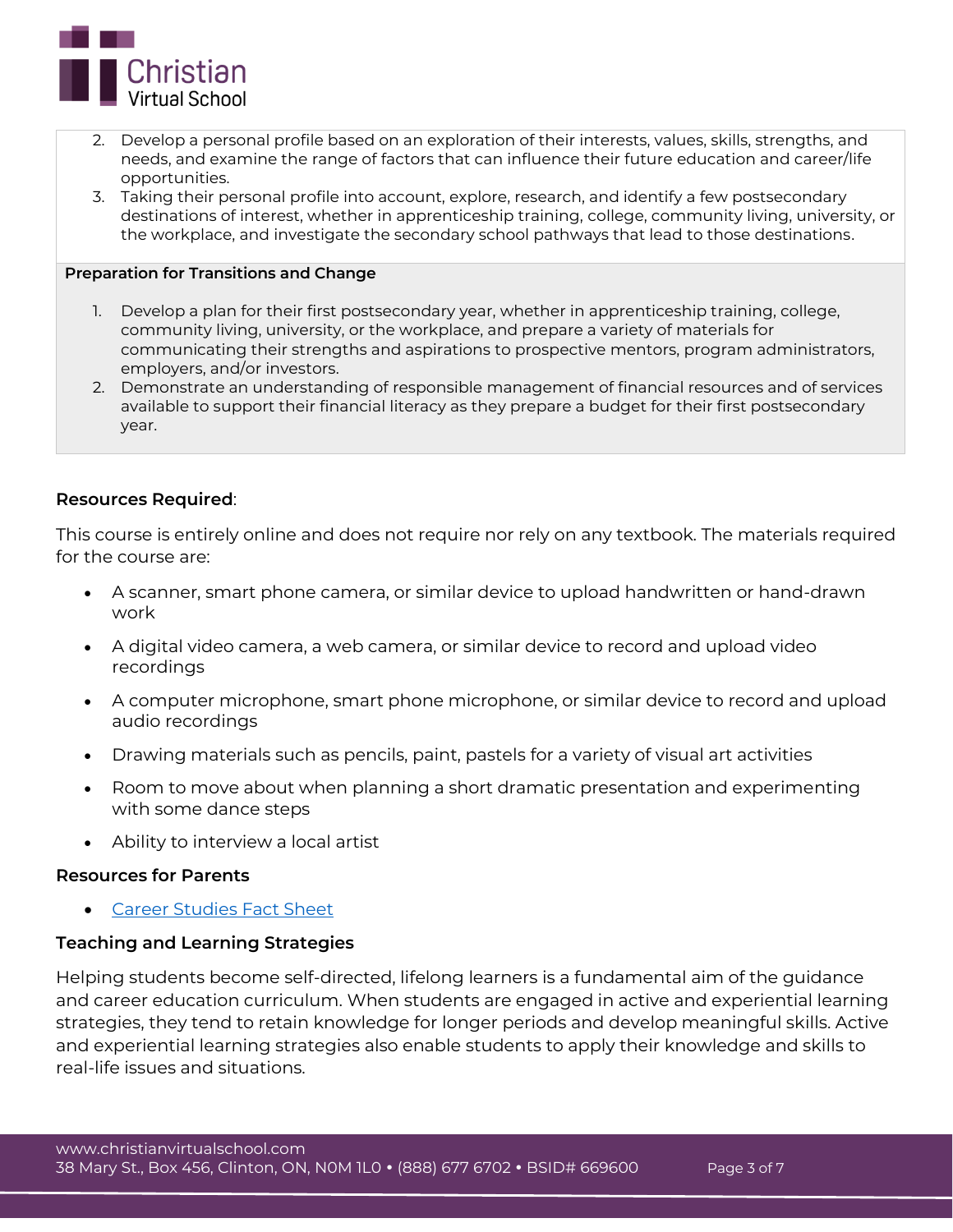2. Develop a personal profile based on an exploration of their interests, values, skills, strengths, and needs, and examine the range of factors that can influence their future education and career/life opportunities.
3. Taking their personal profile into account, explore, research, and identify a few postsecondary destinations of interest, whether in apprenticeship training, college, community living, university, or the workplace, and investigate the secondary school pathways that lead to those destinations.

**Preparation for Transitions and Change**

1. Develop a plan for their first postsecondary year, whether in apprenticeship training, college, community living, university, or the workplace, and prepare a variety of materials for communicating their strengths and aspirations to prospective mentors, program administrators, employers, and/or investors.
2. Demonstrate an understanding of responsible management of financial resources and of services available to support their financial literacy as they prepare a budget for their first postsecondary year.

**Resources Required**:

This course is entirely online and does not require nor rely on any textbook. The materials required for the course are:

- A scanner, smart phone camera, or similar device to upload handwritten or hand-drawn work
- A digital video camera, a web camera, or similar device to record and upload video recordings
- A computer microphone, smart phone microphone, or similar device to record and upload audio recordings
- Drawing materials such as pencils, paint, pastels for a variety of visual art activities
- Room to move about when planning a short dramatic presentation and experimenting with some dance steps
- Ability to interview a local artist

**Resources for Parents**

- Career Studies Fact Sheet

**Teaching and Learning Strategies**

Helping students become self-directed, lifelong learners is a fundamental aim of the guidance and career education curriculum. When students are engaged in active and experiential learning strategies, they tend to retain knowledge for longer periods and develop meaningful skills. Active and experiential learning strategies also enable students to apply their knowledge and skills to real-life issues and situations.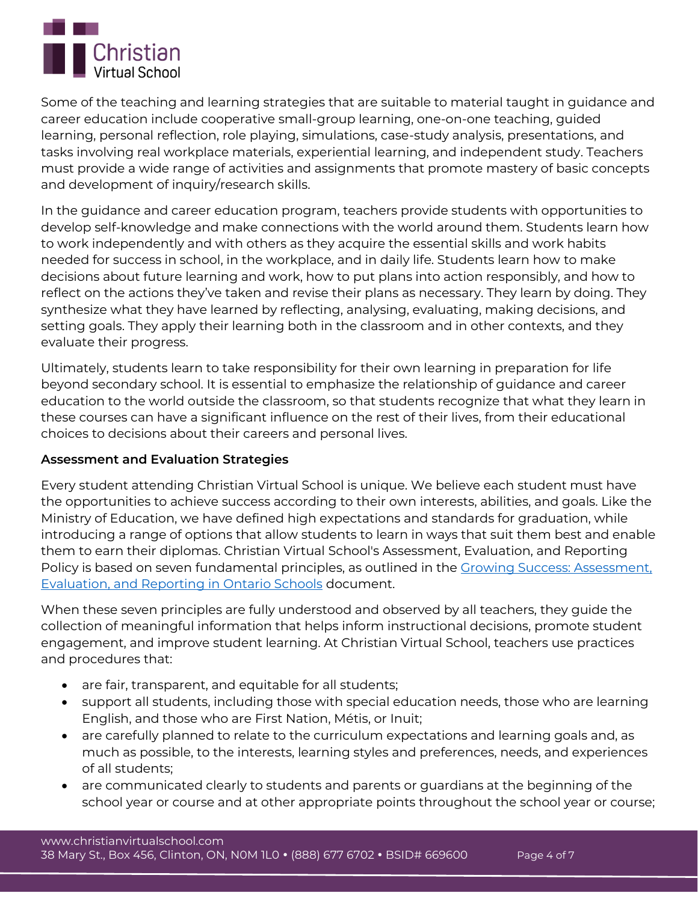Some of the teaching and learning strategies that are suitable to material taught in guidance and career education include cooperative small-group learning, one-on-one teaching, guided learning, personal reflection, role playing, simulations, case-study analysis, presentations, and tasks involving real workplace materials, experiential learning, and independent study. Teachers must provide a wide range of activities and assignments that promote mastery of basic concepts and development of inquiry/research skills.

In the guidance and career education program, teachers provide students with opportunities to develop self-knowledge and make connections with the world around them. Students learn how to work independently and with others as they acquire the essential skills and work habits needed for success in school, in the workplace, and in daily life. Students learn how to make decisions about future learning and work, how to put plans into action responsibly, and how to reflect on the actions they've taken and revise their plans as necessary. They learn by doing. They synthesize what they have learned by reflecting, analysing, evaluating, making decisions, and setting goals. They apply their learning both in the classroom and in other contexts, and they evaluate their progress.

Ultimately, students learn to take responsibility for their own learning in preparation for life beyond secondary school. It is essential to emphasize the relationship of guidance and career education to the world outside the classroom, so that students recognize that what they learn in these courses can have a significant influence on the rest of their lives, from their educational choices to decisions about their careers and personal lives.

**Assessment and Evaluation Strategies**

Every student attending Christian Virtual School is unique. We believe each student must have the opportunities to achieve success according to their own interests, abilities, and goals. Like the Ministry of Education, we have defined high expectations and standards for graduation, while introducing a range of options that allow students to learn in ways that suit them best and enable them to earn their diplomas. Christian Virtual School's Assessment, Evaluation, and Reporting Policy is based on seven fundamental principles, as outlined in the Growing Success: Assessment, Evaluation, and Reporting in Ontario Schools document.

When these seven principles are fully understood and observed by all teachers, they guide the collection of meaningful information that helps inform instructional decisions, promote student engagement, and improve student learning. At Christian Virtual School, teachers use practices and procedures that:

- are fair, transparent, and equitable for all students;
- support all students, including those with special education needs, those who are learning English, and those who are First Nation, Métis, or Inuit;
- are carefully planned to relate to the curriculum expectations and learning goals and, as much as possible, to the interests, learning styles and preferences, needs, and experiences of all students;
- are communicated clearly to students and parents or guardians at the beginning of the school year or course and at other appropriate points throughout the school year or course;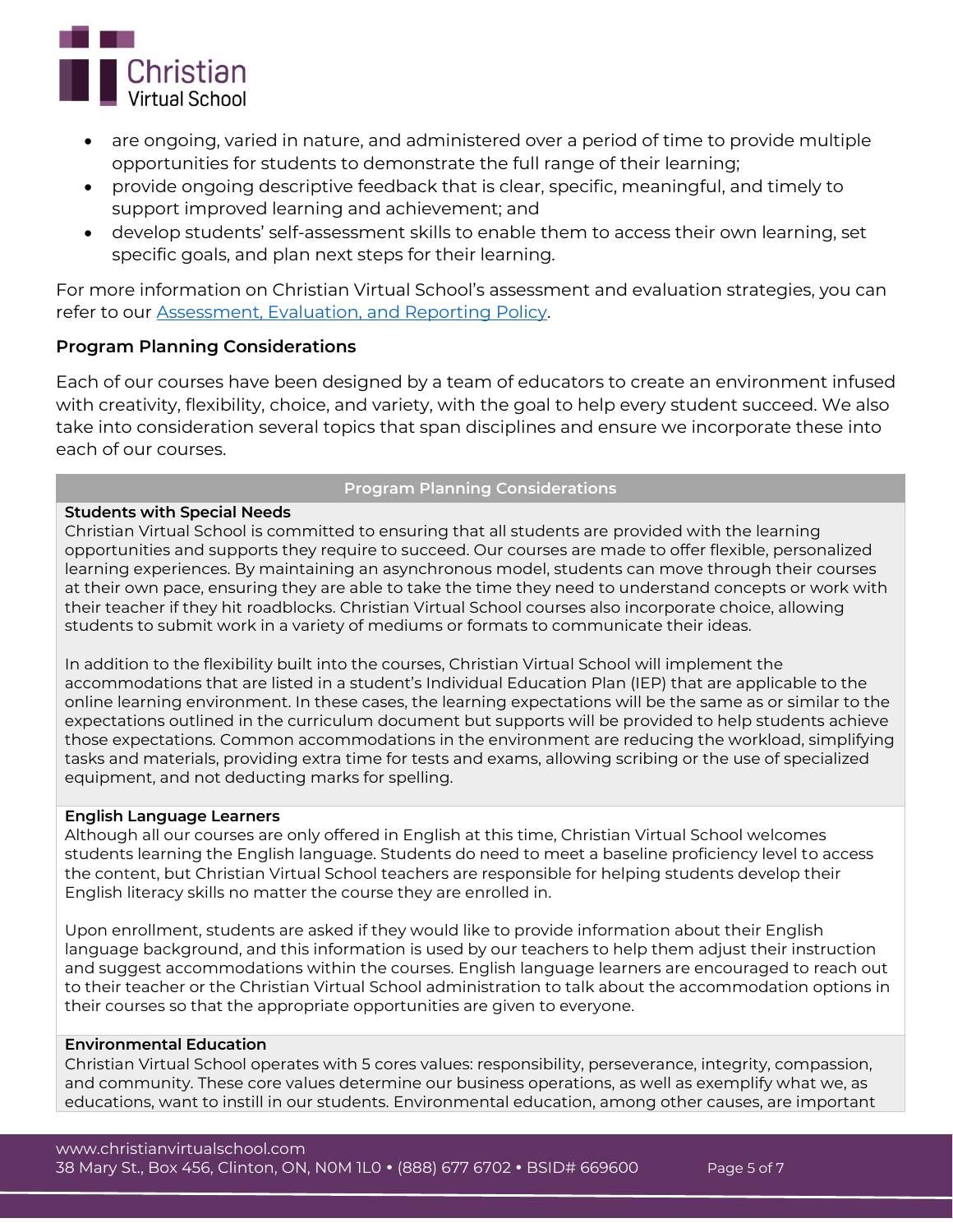- are ongoing, varied in nature, and administered over a period of time to provide multiple opportunities for students to demonstrate the full range of their learning;
- provide ongoing descriptive feedback that is clear, specific, meaningful, and timely to support improved learning and achievement; and
- develop students' self-assessment skills to enable them to access their own learning, set specific goals, and plan next steps for their learning.

For more information on Christian Virtual School's assessment and evaluation strategies, you can refer to our [Assessment, Evaluation, and Reporting Policy]().

### Program Planning Considerations

Each of our courses have been designed by a team of educators to create an environment infused with creativity, flexibility, choice, and variety, with the goal to help every student succeed. We also take into consideration several topics that span disciplines and ensure we incorporate these into each of our courses.

| Program Planning Considerations |
| --- |
| **Students with Special Needs**<br>Christian Virtual School is committed to ensuring that all students are provided with the learning opportunities and supports they require to succeed. Our courses are made to offer flexible, personalized learning experiences. By maintaining an asynchronous model, students can move through their courses at their own pace, ensuring they are able to take the time they need to understand concepts or work with their teacher if they hit roadblocks. Christian Virtual School courses also incorporate choice, allowing students to submit work in a variety of mediums or formats to communicate their ideas.<br><br>In addition to the flexibility built into the courses, Christian Virtual School will implement the accommodations that are listed in a student's Individual Education Plan (IEP) that are applicable to the online learning environment. In these cases, the learning expectations will be the same as or similar to the expectations outlined in the curriculum document but supports will be provided to help students achieve those expectations. Common accommodations in the environment are reducing the workload, simplifying tasks and materials, providing extra time for tests and exams, allowing scribing or the use of specialized equipment, and not deducting marks for spelling. |
| **English Language Learners**<br>Although all our courses are only offered in English at this time, Christian Virtual School welcomes students learning the English language. Students do need to meet a baseline proficiency level to access the content, but Christian Virtual School teachers are responsible for helping students develop their English literacy skills no matter the course they are enrolled in.<br><br>Upon enrollment, students are asked if they would like to provide information about their English language background, and this information is used by our teachers to help them adjust their instruction and suggest accommodations within the courses. English language learners are encouraged to reach out to their teacher or the Christian Virtual School administration to talk about the accommodation options in their courses so that the appropriate opportunities are given to everyone. |
| **Environmental Education**<br>Christian Virtual School operates with 5 cores values: responsibility, perseverance, integrity, compassion, and community. These core values determine our business operations, as well as exemplify what we, as educations, want to instill in our students. Environmental education, among other causes, are important |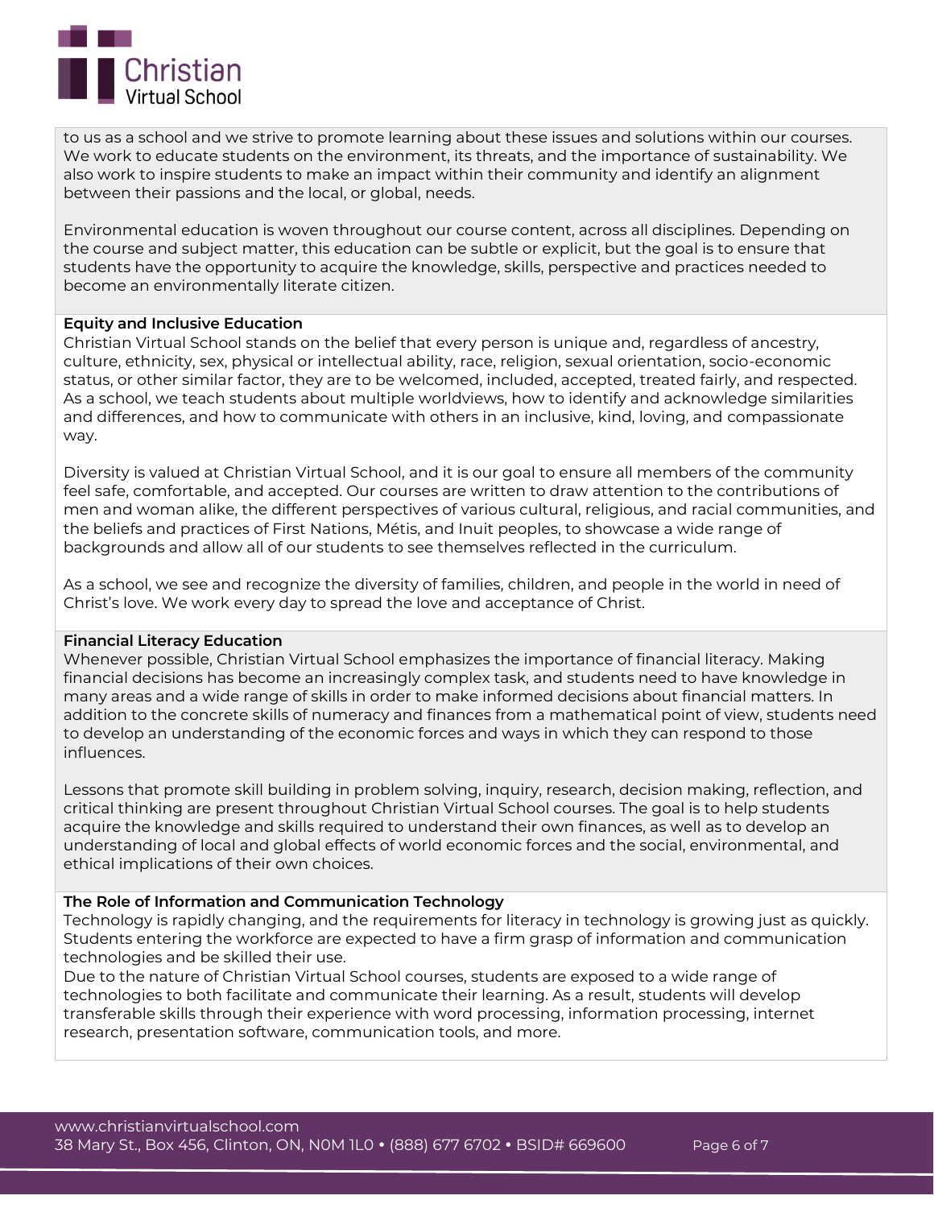to us as a school and we strive to promote learning about these issues and solutions within our courses. We work to educate students on the environment, its threats, and the importance of sustainability. We also work to inspire students to make an impact within their community and identify an alignment between their passions and the local, or global, needs.

Environmental education is woven throughout our course content, across all disciplines. Depending on the course and subject matter, this education can be subtle or explicit, but the goal is to ensure that students have the opportunity to acquire the knowledge, skills, perspective and practices needed to become an environmentally literate citizen.

**Equity and Inclusive Education**

Christian Virtual School stands on the belief that every person is unique and, regardless of ancestry, culture, ethnicity, sex, physical or intellectual ability, race, religion, sexual orientation, socio-economic status, or other similar factor, they are to be welcomed, included, accepted, treated fairly, and respected. As a school, we teach students about multiple worldviews, how to identify and acknowledge similarities and differences, and how to communicate with others in an inclusive, kind, loving, and compassionate way.

Diversity is valued at Christian Virtual School, and it is our goal to ensure all members of the community feel safe, comfortable, and accepted. Our courses are written to draw attention to the contributions of men and woman alike, the different perspectives of various cultural, religious, and racial communities, and the beliefs and practices of First Nations, Métis, and Inuit peoples, to showcase a wide range of backgrounds and allow all of our students to see themselves reflected in the curriculum.

As a school, we see and recognize the diversity of families, children, and people in the world in need of Christ's love. We work every day to spread the love and acceptance of Christ.

**Financial Literacy Education**

Whenever possible, Christian Virtual School emphasizes the importance of financial literacy. Making financial decisions has become an increasingly complex task, and students need to have knowledge in many areas and a wide range of skills in order to make informed decisions about financial matters. In addition to the concrete skills of numeracy and finances from a mathematical point of view, students need to develop an understanding of the economic forces and ways in which they can respond to those influences.

Lessons that promote skill building in problem solving, inquiry, research, decision making, reflection, and critical thinking are present throughout Christian Virtual School courses. The goal is to help students acquire the knowledge and skills required to understand their own finances, as well as to develop an understanding of local and global effects of world economic forces and the social, environmental, and ethical implications of their own choices.

**The Role of Information and Communication Technology**

Technology is rapidly changing, and the requirements for literacy in technology is growing just as quickly. Students entering the workforce are expected to have a firm grasp of information and communication technologies and be skilled their use.

Due to the nature of Christian Virtual School courses, students are exposed to a wide range of technologies to both facilitate and communicate their learning. As a result, students will develop transferable skills through their experience with word processing, information processing, internet research, presentation software, communication tools, and more.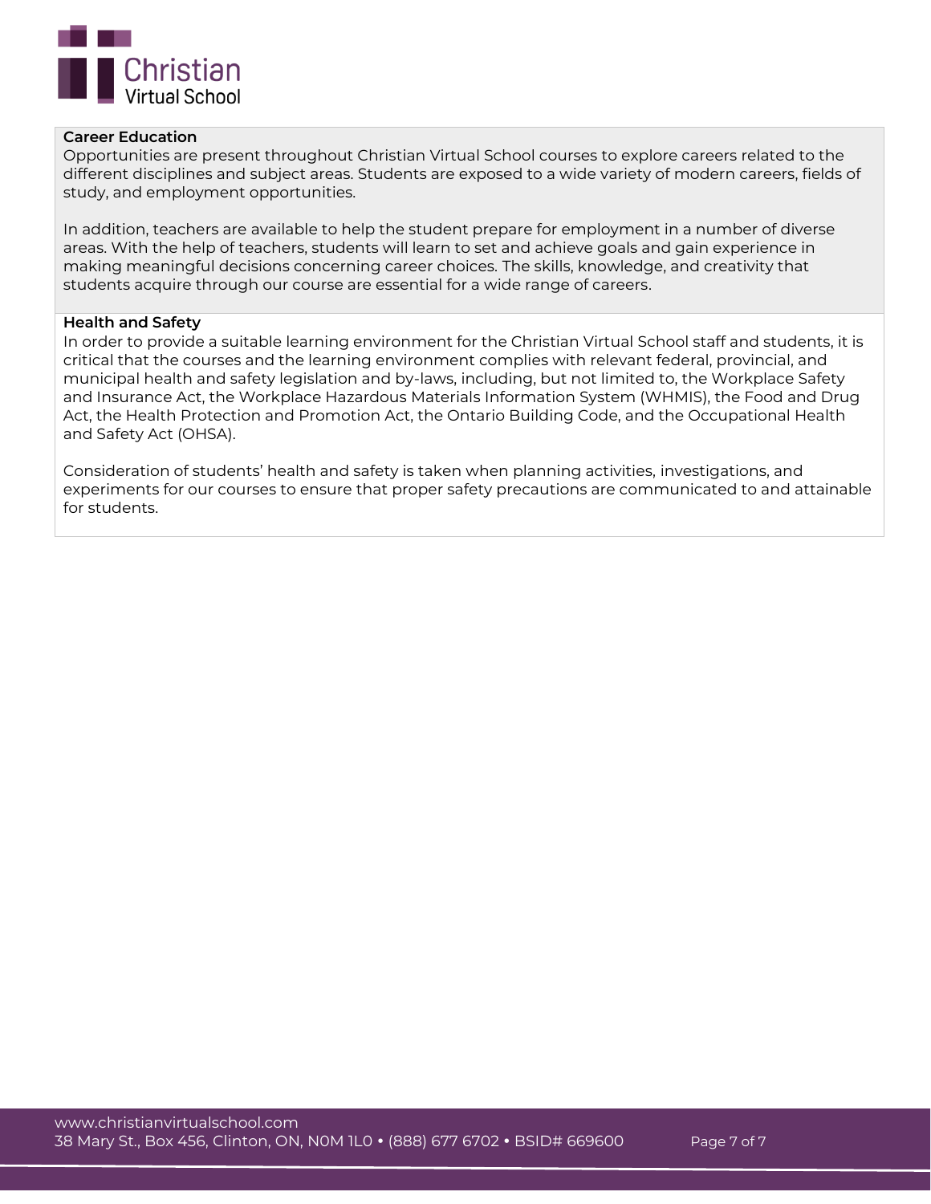**Career Education**

Opportunities are present throughout Christian Virtual School courses to explore careers related to the different disciplines and subject areas. Students are exposed to a wide variety of modern careers, fields of study, and employment opportunities.

In addition, teachers are available to help the student prepare for employment in a number of diverse areas. With the help of teachers, students will learn to set and achieve goals and gain experience in making meaningful decisions concerning career choices. The skills, knowledge, and creativity that students acquire through our course are essential for a wide range of careers.

**Health and Safety**

In order to provide a suitable learning environment for the Christian Virtual School staff and students, it is critical that the courses and the learning environment complies with relevant federal, provincial, and municipal health and safety legislation and by-laws, including, but not limited to, the Workplace Safety and Insurance Act, the Workplace Hazardous Materials Information System (WHMIS), the Food and Drug Act, the Health Protection and Promotion Act, the Ontario Building Code, and the Occupational Health and Safety Act (OHSA).

Consideration of students' health and safety is taken when planning activities, investigations, and experiments for our courses to ensure that proper safety precautions are communicated to and attainable for students.